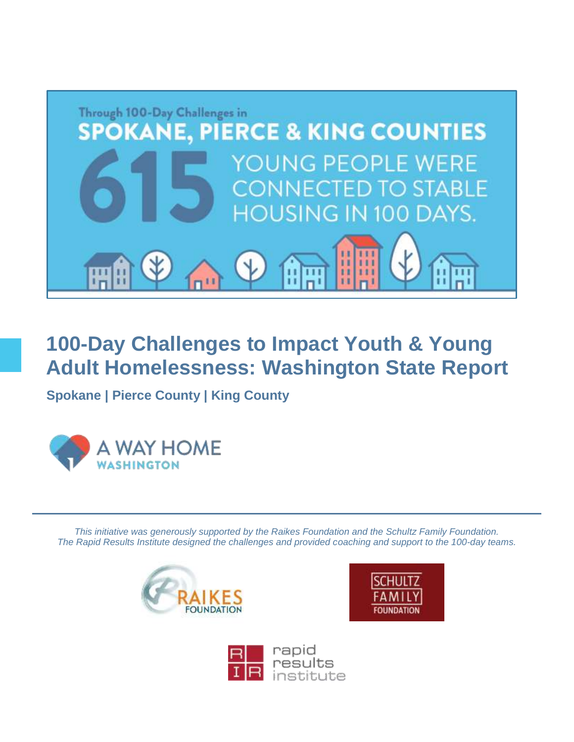Through 100-Day Challenges in
SPOKANE, PIERCE & KING COUNTIES
615 YOUNG PEOPLE WERE CONNECTED TO STABLE HOUSING IN 100 DAYS.

# 100-Day Challenges to Impact Youth & Young Adult Homelessness: Washington State Report

**Spokane | Pierce County | King County**

A WAY HOME WASHINGTON

*This initiative was generously supported by the Raikes Foundation and the Schultz Family Foundation. The Rapid Results Institute designed the challenges and provided coaching and support to the 100-day teams.*

RAIKES FOUNDATION

SCHULTZ FAMILY FOUNDATION

rapid results institute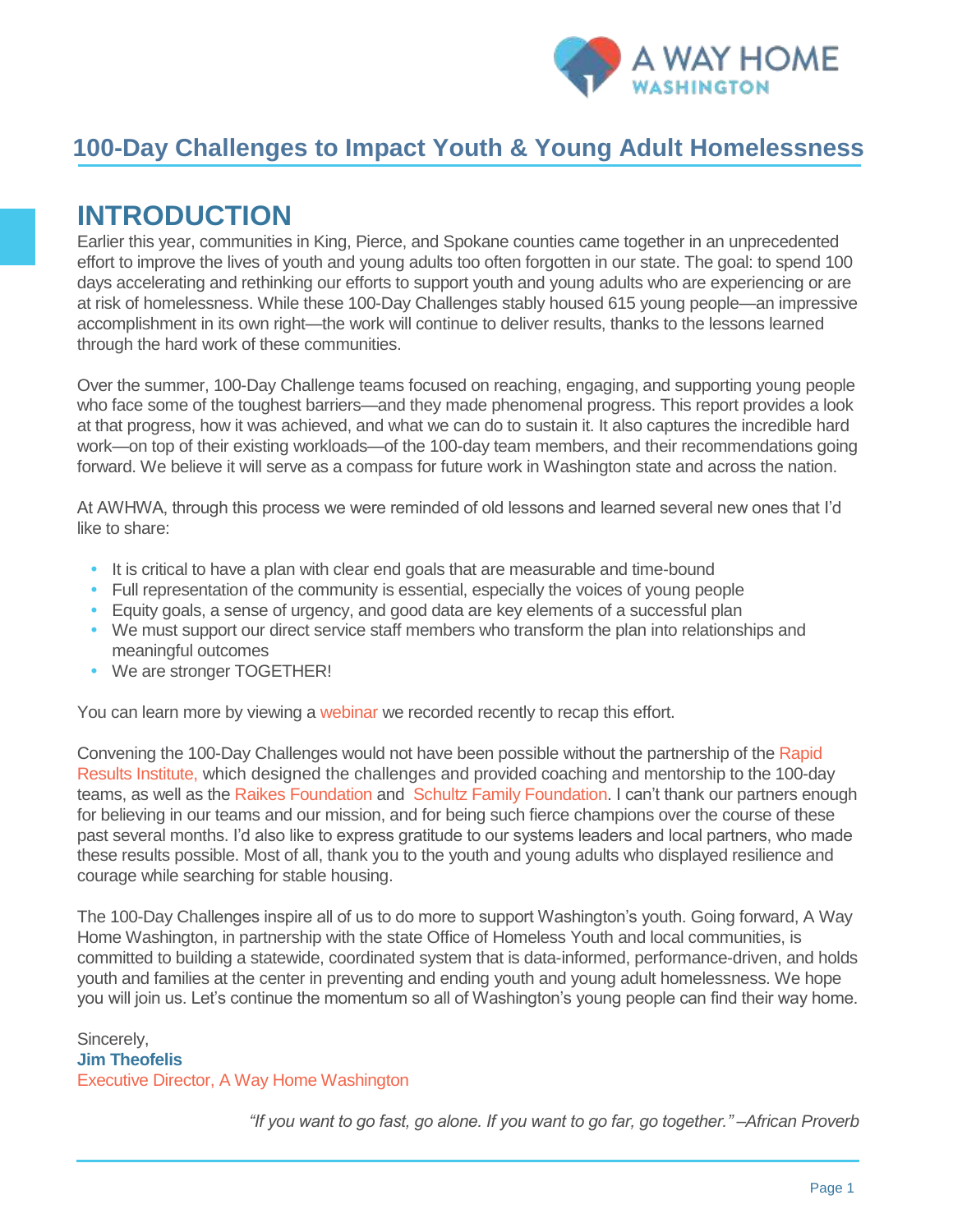# 100-Day Challenges to Impact Youth & Young Adult Homelessness

## INTRODUCTION

Earlier this year, communities in King, Pierce, and Spokane counties came together in an unprecedented effort to improve the lives of youth and young adults too often forgotten in our state. The goal: to spend 100 days accelerating and rethinking our efforts to support youth and young adults who are experiencing or are at risk of homelessness. While these 100-Day Challenges stably housed 615 young people—an impressive accomplishment in its own right—the work will continue to deliver results, thanks to the lessons learned through the hard work of these communities.

Over the summer, 100-Day Challenge teams focused on reaching, engaging, and supporting young people who face some of the toughest barriers—and they made phenomenal progress. This report provides a look at that progress, how it was achieved, and what we can do to sustain it. It also captures the incredible hard work—on top of their existing workloads—of the 100-day team members, and their recommendations going forward. We believe it will serve as a compass for future work in Washington state and across the nation.

At AWHWA, through this process we were reminded of old lessons and learned several new ones that I'd like to share:

- It is critical to have a plan with clear end goals that are measurable and time-bound
- Full representation of the community is essential, especially the voices of young people
- Equity goals, a sense of urgency, and good data are key elements of a successful plan
- We must support our direct service staff members who transform the plan into relationships and meaningful outcomes
- We are stronger TOGETHER!

You can learn more by viewing a webinar we recorded recently to recap this effort.

Convening the 100-Day Challenges would not have been possible without the partnership of the Rapid Results Institute, which designed the challenges and provided coaching and mentorship to the 100-day teams, as well as the Raikes Foundation and Schultz Family Foundation. I can't thank our partners enough for believing in our teams and our mission, and for being such fierce champions over the course of these past several months. I'd also like to express gratitude to our systems leaders and local partners, who made these results possible. Most of all, thank you to the youth and young adults who displayed resilience and courage while searching for stable housing.

The 100-Day Challenges inspire all of us to do more to support Washington's youth. Going forward, A Way Home Washington, in partnership with the state Office of Homeless Youth and local communities, is committed to building a statewide, coordinated system that is data-informed, performance-driven, and holds youth and families at the center in preventing and ending youth and young adult homelessness. We hope you will join us. Let's continue the momentum so all of Washington's young people can find their way home.

Sincerely,
**Jim Theofelis**
Executive Director, A Way Home Washington

*"If you want to go fast, go alone. If you want to go far, go together." –African Proverb*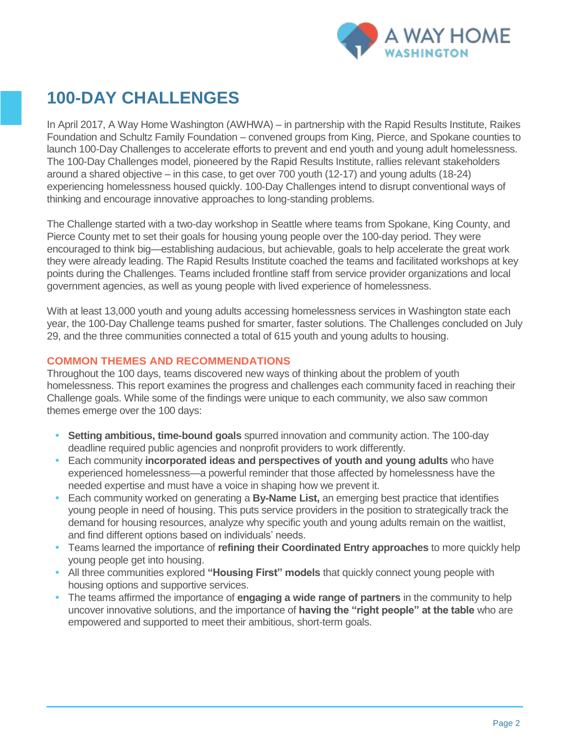# 100-DAY CHALLENGES

In April 2017, A Way Home Washington (AWHWA) – in partnership with the Rapid Results Institute, Raikes Foundation and Schultz Family Foundation – convened groups from King, Pierce, and Spokane counties to launch 100-Day Challenges to accelerate efforts to prevent and end youth and young adult homelessness. The 100-Day Challenges model, pioneered by the Rapid Results Institute, rallies relevant stakeholders around a shared objective – in this case, to get over 700 youth (12-17) and young adults (18-24) experiencing homelessness housed quickly. 100-Day Challenges intend to disrupt conventional ways of thinking and encourage innovative approaches to long-standing problems.

The Challenge started with a two-day workshop in Seattle where teams from Spokane, King County, and Pierce County met to set their goals for housing young people over the 100-day period. They were encouraged to think big—establishing audacious, but achievable, goals to help accelerate the great work they were already leading. The Rapid Results Institute coached the teams and facilitated workshops at key points during the Challenges. Teams included frontline staff from service provider organizations and local government agencies, as well as young people with lived experience of homelessness.

With at least 13,000 youth and young adults accessing homelessness services in Washington state each year, the 100-Day Challenge teams pushed for smarter, faster solutions. The Challenges concluded on July 29, and the three communities connected a total of 615 youth and young adults to housing.

## COMMON THEMES AND RECOMMENDATIONS

Throughout the 100 days, teams discovered new ways of thinking about the problem of youth homelessness. This report examines the progress and challenges each community faced in reaching their Challenge goals. While some of the findings were unique to each community, we also saw common themes emerge over the 100 days:

- **Setting ambitious, time-bound goals** spurred innovation and community action. The 100-day deadline required public agencies and nonprofit providers to work differently.
- Each community **incorporated ideas and perspectives of youth and young adults** who have experienced homelessness—a powerful reminder that those affected by homelessness have the needed expertise and must have a voice in shaping how we prevent it.
- Each community worked on generating a **By-Name List,** an emerging best practice that identifies young people in need of housing. This puts service providers in the position to strategically track the demand for housing resources, analyze why specific youth and young adults remain on the waitlist, and find different options based on individuals' needs.
- Teams learned the importance of **refining their Coordinated Entry approaches** to more quickly help young people get into housing.
- All three communities explored **"Housing First" models** that quickly connect young people with housing options and supportive services.
- The teams affirmed the importance of **engaging a wide range of partners** in the community to help uncover innovative solutions, and the importance of **having the "right people" at the table** who are empowered and supported to meet their ambitious, short-term goals.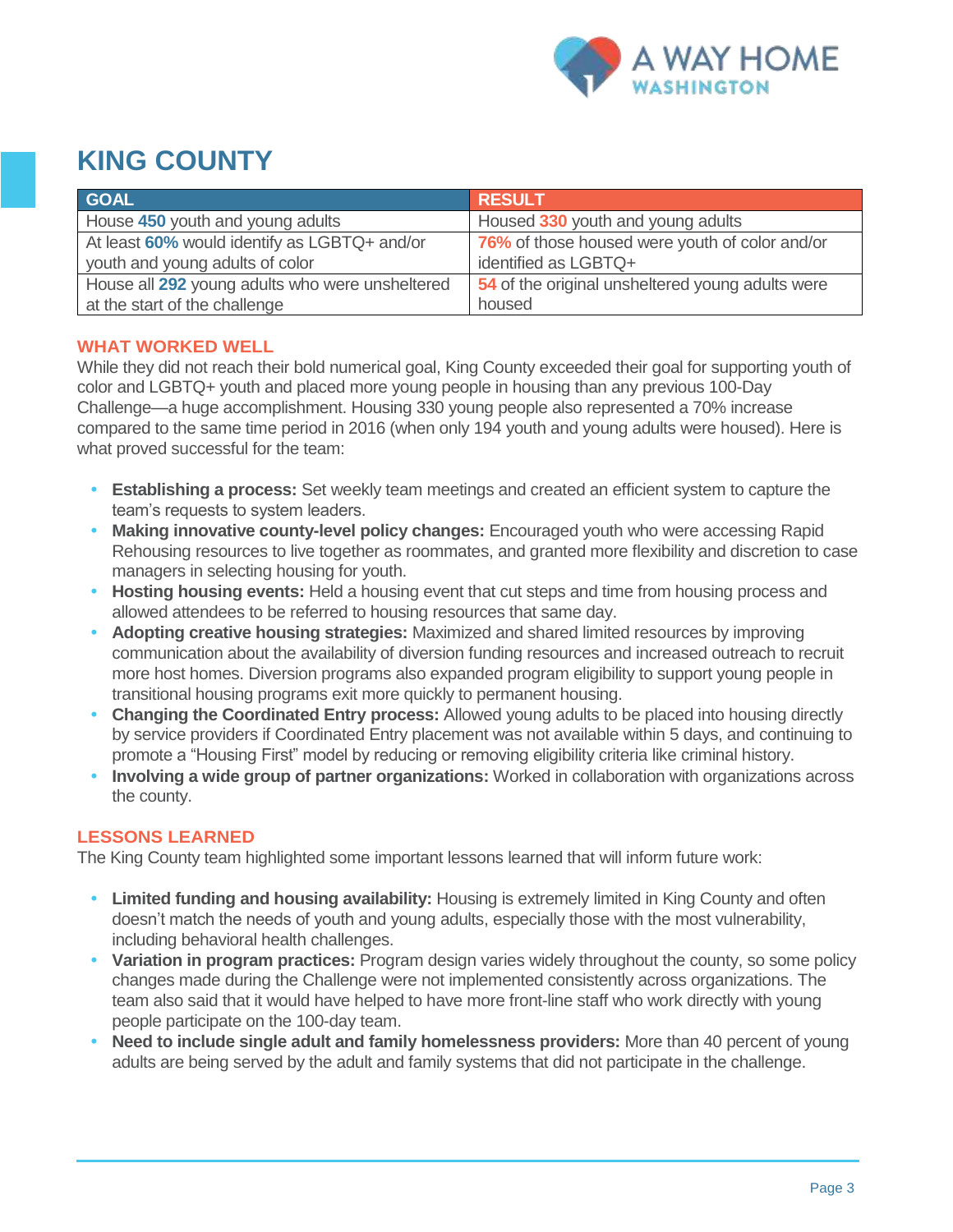# KING COUNTY

| GOAL | RESULT |
|---|---|
| House **450** youth and young adults | Housed **330** youth and young adults |
| At least **60%** would identify as LGBTQ+ and/or youth and young adults of color | **76%** of those housed were youth of color and/or identified as LGBTQ+ |
| House all **292** young adults who were unsheltered at the start of the challenge | **54** of the original unsheltered young adults were housed |

## WHAT WORKED WELL

While they did not reach their bold numerical goal, King County exceeded their goal for supporting youth of color and LGBTQ+ youth and placed more young people in housing than any previous 100-Day Challenge—a huge accomplishment. Housing 330 young people also represented a 70% increase compared to the same time period in 2016 (when only 194 youth and young adults were housed). Here is what proved successful for the team:

- **Establishing a process:** Set weekly team meetings and created an efficient system to capture the team's requests to system leaders.
- **Making innovative county-level policy changes:** Encouraged youth who were accessing Rapid Rehousing resources to live together as roommates, and granted more flexibility and discretion to case managers in selecting housing for youth.
- **Hosting housing events:** Held a housing event that cut steps and time from housing process and allowed attendees to be referred to housing resources that same day.
- **Adopting creative housing strategies:** Maximized and shared limited resources by improving communication about the availability of diversion funding resources and increased outreach to recruit more host homes. Diversion programs also expanded program eligibility to support young people in transitional housing programs exit more quickly to permanent housing.
- **Changing the Coordinated Entry process:** Allowed young adults to be placed into housing directly by service providers if Coordinated Entry placement was not available within 5 days, and continuing to promote a "Housing First" model by reducing or removing eligibility criteria like criminal history.
- **Involving a wide group of partner organizations:** Worked in collaboration with organizations across the county.

## LESSONS LEARNED

The King County team highlighted some important lessons learned that will inform future work:

- **Limited funding and housing availability:** Housing is extremely limited in King County and often doesn't match the needs of youth and young adults, especially those with the most vulnerability, including behavioral health challenges.
- **Variation in program practices:** Program design varies widely throughout the county, so some policy changes made during the Challenge were not implemented consistently across organizations. The team also said that it would have helped to have more front-line staff who work directly with young people participate on the 100-day team.
- **Need to include single adult and family homelessness providers:** More than 40 percent of young adults are being served by the adult and family systems that did not participate in the challenge.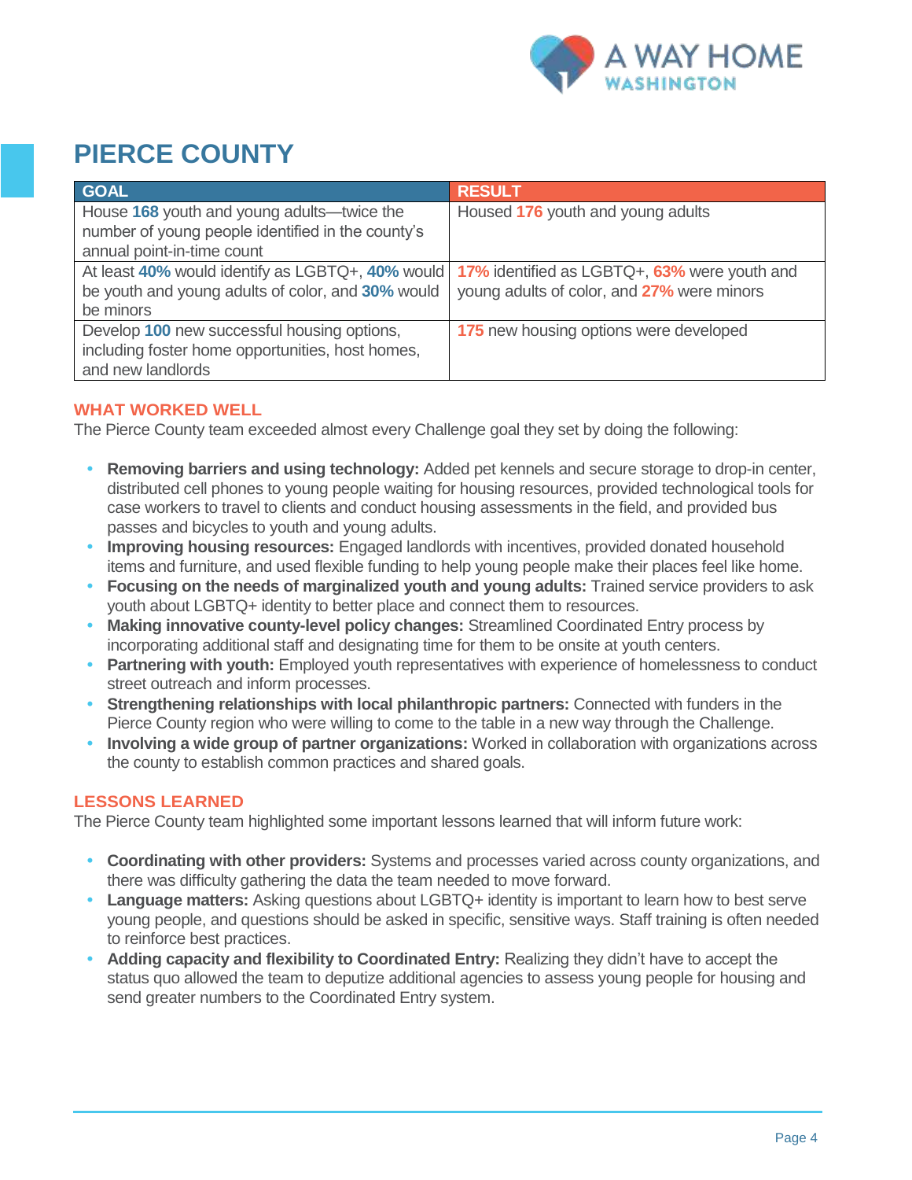# PIERCE COUNTY

| GOAL | RESULT |
|---|---|
| House **168** youth and young adults—twice the number of young people identified in the county's annual point-in-time count | Housed **176** youth and young adults |
| At least **40%** would identify as LGBTQ+, **40%** would be youth and young adults of color, and **30%** would be minors | **17%** identified as LGBTQ+, **63%** were youth and young adults of color, and **27%** were minors |
| Develop **100** new successful housing options, including foster home opportunities, host homes, and new landlords | **175** new housing options were developed |

## WHAT WORKED WELL

The Pierce County team exceeded almost every Challenge goal they set by doing the following:

- **Removing barriers and using technology:** Added pet kennels and secure storage to drop-in center, distributed cell phones to young people waiting for housing resources, provided technological tools for case workers to travel to clients and conduct housing assessments in the field, and provided bus passes and bicycles to youth and young adults.
- **Improving housing resources:** Engaged landlords with incentives, provided donated household items and furniture, and used flexible funding to help young people make their places feel like home.
- **Focusing on the needs of marginalized youth and young adults:** Trained service providers to ask youth about LGBTQ+ identity to better place and connect them to resources.
- **Making innovative county-level policy changes:** Streamlined Coordinated Entry process by incorporating additional staff and designating time for them to be onsite at youth centers.
- **Partnering with youth:** Employed youth representatives with experience of homelessness to conduct street outreach and inform processes.
- **Strengthening relationships with local philanthropic partners:** Connected with funders in the Pierce County region who were willing to come to the table in a new way through the Challenge.
- **Involving a wide group of partner organizations:** Worked in collaboration with organizations across the county to establish common practices and shared goals.

## LESSONS LEARNED

The Pierce County team highlighted some important lessons learned that will inform future work:

- **Coordinating with other providers:** Systems and processes varied across county organizations, and there was difficulty gathering the data the team needed to move forward.
- **Language matters:** Asking questions about LGBTQ+ identity is important to learn how to best serve young people, and questions should be asked in specific, sensitive ways. Staff training is often needed to reinforce best practices.
- **Adding capacity and flexibility to Coordinated Entry:** Realizing they didn't have to accept the status quo allowed the team to deputize additional agencies to assess young people for housing and send greater numbers to the Coordinated Entry system.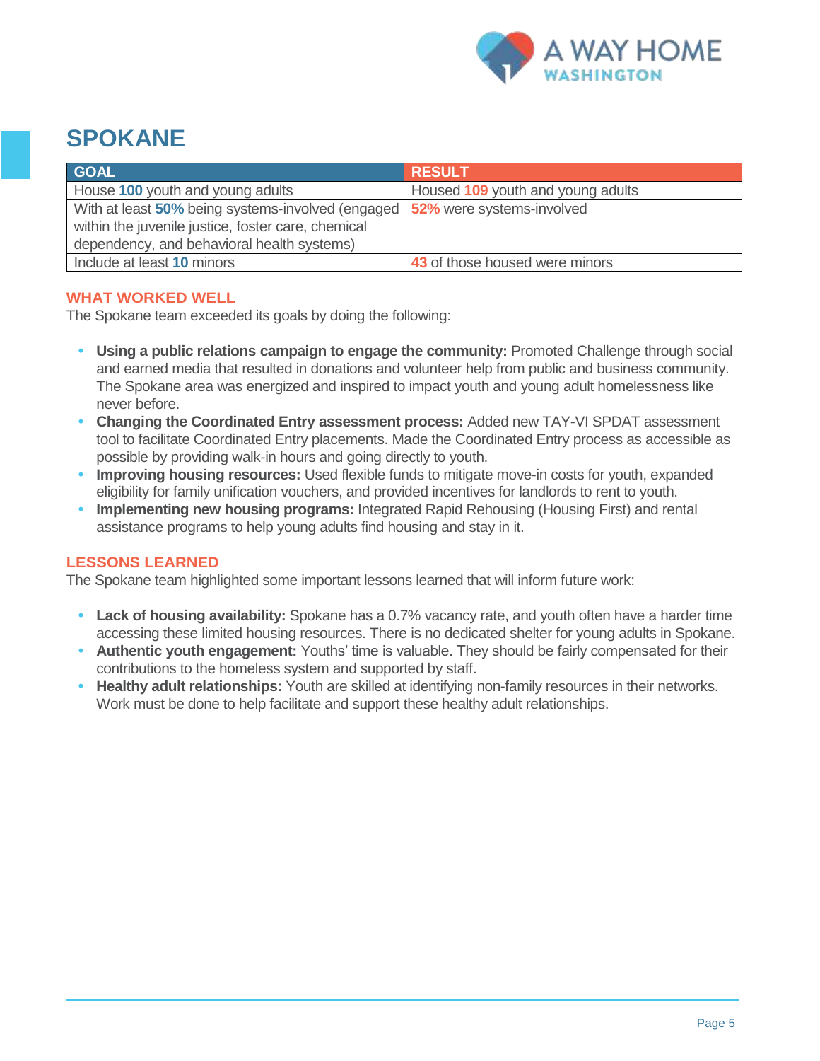# SPOKANE

| GOAL | RESULT |
|---|---|
| House **100** youth and young adults | Housed **109** youth and young adults |
| With at least **50%** being systems-involved (engaged within the juvenile justice, foster care, chemical dependency, and behavioral health systems) | **52%** were systems-involved |
| Include at least **10** minors | **43** of those housed were minors |

## WHAT WORKED WELL

The Spokane team exceeded its goals by doing the following:

- **Using a public relations campaign to engage the community:** Promoted Challenge through social and earned media that resulted in donations and volunteer help from public and business community. The Spokane area was energized and inspired to impact youth and young adult homelessness like never before.
- **Changing the Coordinated Entry assessment process:** Added new TAY-VI SPDAT assessment tool to facilitate Coordinated Entry placements. Made the Coordinated Entry process as accessible as possible by providing walk-in hours and going directly to youth.
- **Improving housing resources:** Used flexible funds to mitigate move-in costs for youth, expanded eligibility for family unification vouchers, and provided incentives for landlords to rent to youth.
- **Implementing new housing programs:** Integrated Rapid Rehousing (Housing First) and rental assistance programs to help young adults find housing and stay in it.

## LESSONS LEARNED

The Spokane team highlighted some important lessons learned that will inform future work:

- **Lack of housing availability:** Spokane has a 0.7% vacancy rate, and youth often have a harder time accessing these limited housing resources. There is no dedicated shelter for young adults in Spokane.
- **Authentic youth engagement:** Youths' time is valuable. They should be fairly compensated for their contributions to the homeless system and supported by staff.
- **Healthy adult relationships:** Youth are skilled at identifying non-family resources in their networks. Work must be done to help facilitate and support these healthy adult relationships.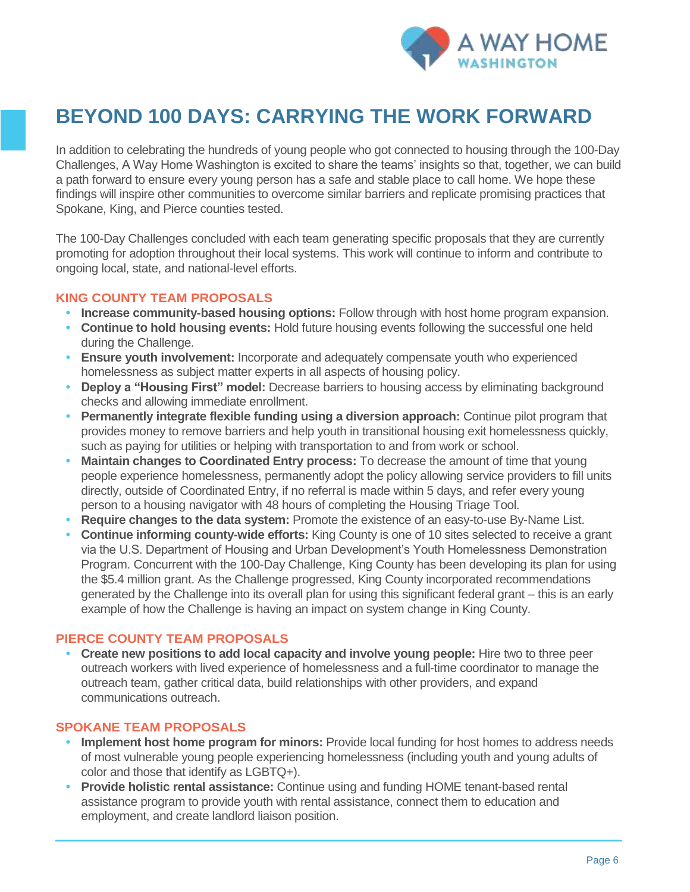# BEYOND 100 DAYS: CARRYING THE WORK FORWARD

In addition to celebrating the hundreds of young people who got connected to housing through the 100-Day Challenges, A Way Home Washington is excited to share the teams' insights so that, together, we can build a path forward to ensure every young person has a safe and stable place to call home. We hope these findings will inspire other communities to overcome similar barriers and replicate promising practices that Spokane, King, and Pierce counties tested.

The 100-Day Challenges concluded with each team generating specific proposals that they are currently promoting for adoption throughout their local systems. This work will continue to inform and contribute to ongoing local, state, and national-level efforts.

## KING COUNTY TEAM PROPOSALS

- **Increase community-based housing options:** Follow through with host home program expansion.
- **Continue to hold housing events:** Hold future housing events following the successful one held during the Challenge.
- **Ensure youth involvement:** Incorporate and adequately compensate youth who experienced homelessness as subject matter experts in all aspects of housing policy.
- **Deploy a "Housing First" model:** Decrease barriers to housing access by eliminating background checks and allowing immediate enrollment.
- **Permanently integrate flexible funding using a diversion approach:** Continue pilot program that provides money to remove barriers and help youth in transitional housing exit homelessness quickly, such as paying for utilities or helping with transportation to and from work or school.
- **Maintain changes to Coordinated Entry process:** To decrease the amount of time that young people experience homelessness, permanently adopt the policy allowing service providers to fill units directly, outside of Coordinated Entry, if no referral is made within 5 days, and refer every young person to a housing navigator with 48 hours of completing the Housing Triage Tool.
- **Require changes to the data system:** Promote the existence of an easy-to-use By-Name List.
- **Continue informing county-wide efforts:** King County is one of 10 sites selected to receive a grant via the U.S. Department of Housing and Urban Development's Youth Homelessness Demonstration Program. Concurrent with the 100-Day Challenge, King County has been developing its plan for using the $5.4 million grant. As the Challenge progressed, King County incorporated recommendations generated by the Challenge into its overall plan for using this significant federal grant – this is an early example of how the Challenge is having an impact on system change in King County.

## PIERCE COUNTY TEAM PROPOSALS

- **Create new positions to add local capacity and involve young people:** Hire two to three peer outreach workers with lived experience of homelessness and a full-time coordinator to manage the outreach team, gather critical data, build relationships with other providers, and expand communications outreach.

## SPOKANE TEAM PROPOSALS

- **Implement host home program for minors:** Provide local funding for host homes to address needs of most vulnerable young people experiencing homelessness (including youth and young adults of color and those that identify as LGBTQ+).
- **Provide holistic rental assistance:** Continue using and funding HOME tenant-based rental assistance program to provide youth with rental assistance, connect them to education and employment, and create landlord liaison position.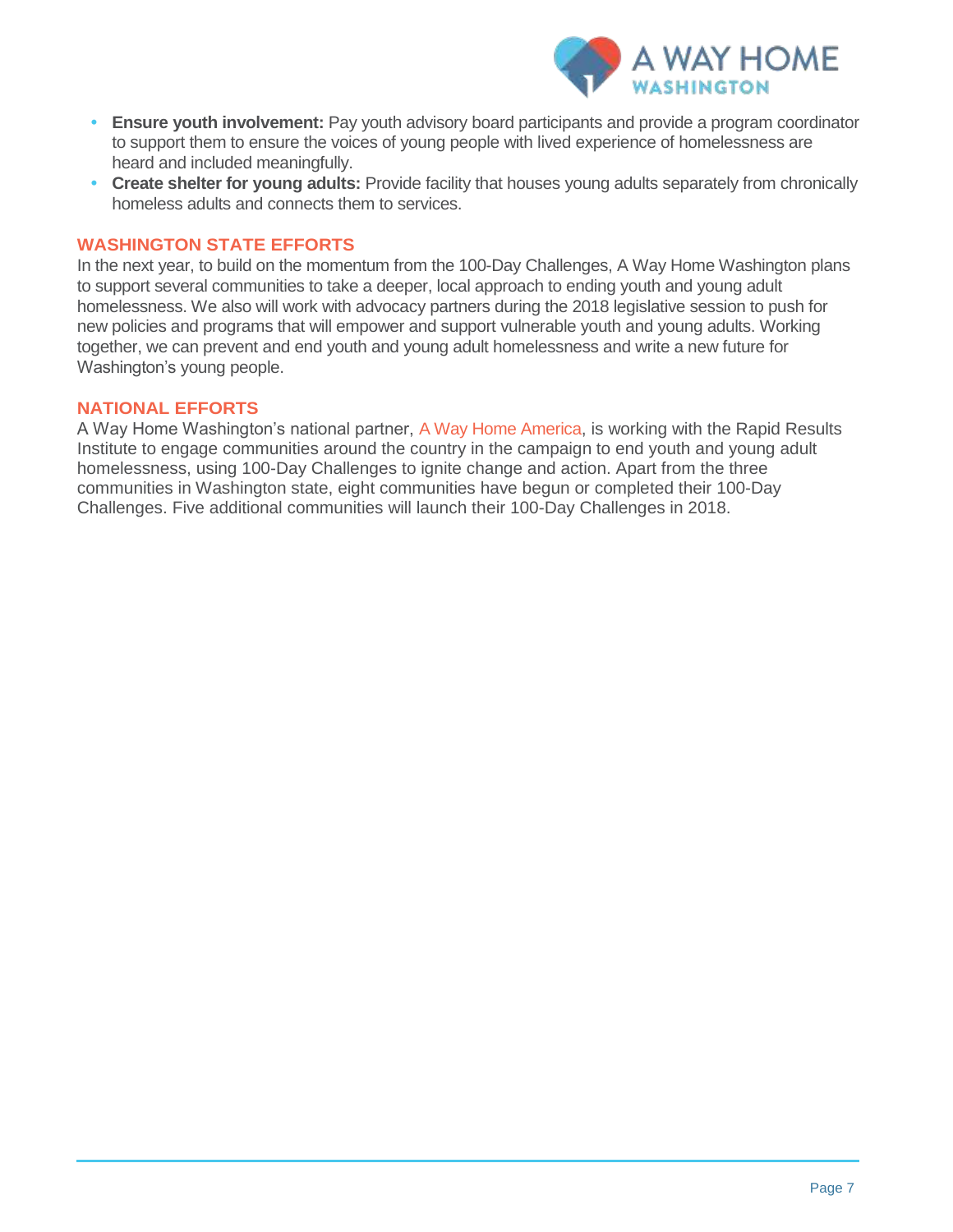- **Ensure youth involvement:** Pay youth advisory board participants and provide a program coordinator to support them to ensure the voices of young people with lived experience of homelessness are heard and included meaningfully.
- **Create shelter for young adults:** Provide facility that houses young adults separately from chronically homeless adults and connects them to services.

## WASHINGTON STATE EFFORTS

In the next year, to build on the momentum from the 100-Day Challenges, A Way Home Washington plans to support several communities to take a deeper, local approach to ending youth and young adult homelessness. We also will work with advocacy partners during the 2018 legislative session to push for new policies and programs that will empower and support vulnerable youth and young adults. Working together, we can prevent and end youth and young adult homelessness and write a new future for Washington's young people.

## NATIONAL EFFORTS

A Way Home Washington's national partner, A Way Home America, is working with the Rapid Results Institute to engage communities around the country in the campaign to end youth and young adult homelessness, using 100-Day Challenges to ignite change and action. Apart from the three communities in Washington state, eight communities have begun or completed their 100-Day Challenges. Five additional communities will launch their 100-Day Challenges in 2018.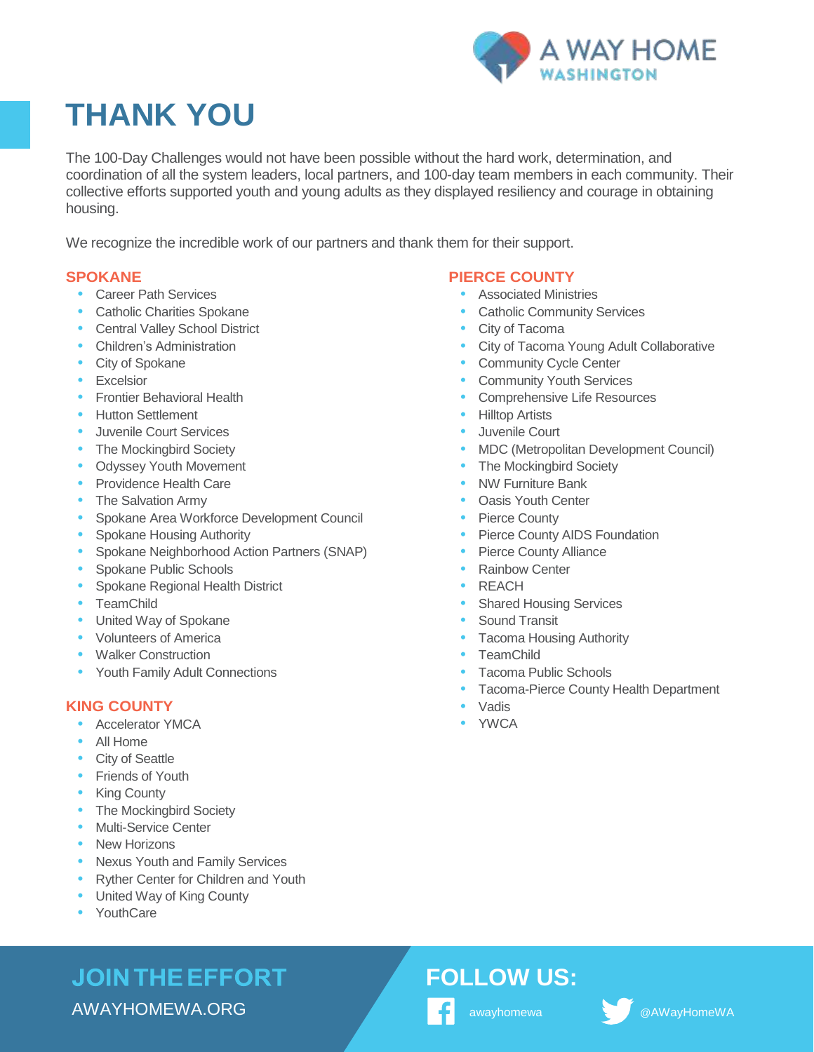# THANK YOU

The 100-Day Challenges would not have been possible without the hard work, determination, and coordination of all the system leaders, local partners, and 100-day team members in each community. Their collective efforts supported youth and young adults as they displayed resiliency and courage in obtaining housing.

We recognize the incredible work of our partners and thank them for their support.

## SPOKANE

- Career Path Services
- Catholic Charities Spokane
- Central Valley School District
- Children's Administration
- City of Spokane
- Excelsior
- Frontier Behavioral Health
- Hutton Settlement
- Juvenile Court Services
- The Mockingbird Society
- Odyssey Youth Movement
- Providence Health Care
- The Salvation Army
- Spokane Area Workforce Development Council
- Spokane Housing Authority
- Spokane Neighborhood Action Partners (SNAP)
- Spokane Public Schools
- Spokane Regional Health District
- TeamChild
- United Way of Spokane
- Volunteers of America
- Walker Construction
- Youth Family Adult Connections

## KING COUNTY

- Accelerator YMCA
- All Home
- City of Seattle
- Friends of Youth
- King County
- The Mockingbird Society
- Multi-Service Center
- New Horizons
- Nexus Youth and Family Services
- Ryther Center for Children and Youth
- United Way of King County
- YouthCare

## PIERCE COUNTY

- Associated Ministries
- Catholic Community Services
- City of Tacoma
- City of Tacoma Young Adult Collaborative
- Community Cycle Center
- Community Youth Services
- Comprehensive Life Resources
- Hilltop Artists
- Juvenile Court
- MDC (Metropolitan Development Council)
- The Mockingbird Society
- NW Furniture Bank
- Oasis Youth Center
- Pierce County
- Pierce County AIDS Foundation
- Pierce County Alliance
- Rainbow Center
- REACH
- Shared Housing Services
- Sound Transit
- Tacoma Housing Authority
- TeamChild
- Tacoma Public Schools
- Tacoma-Pierce County Health Department
- Vadis
- YWCA

## JOIN THE EFFORT

AWAYHOMEWA.ORG

## FOLLOW US:

awayhomewa

@AWayHomeWA